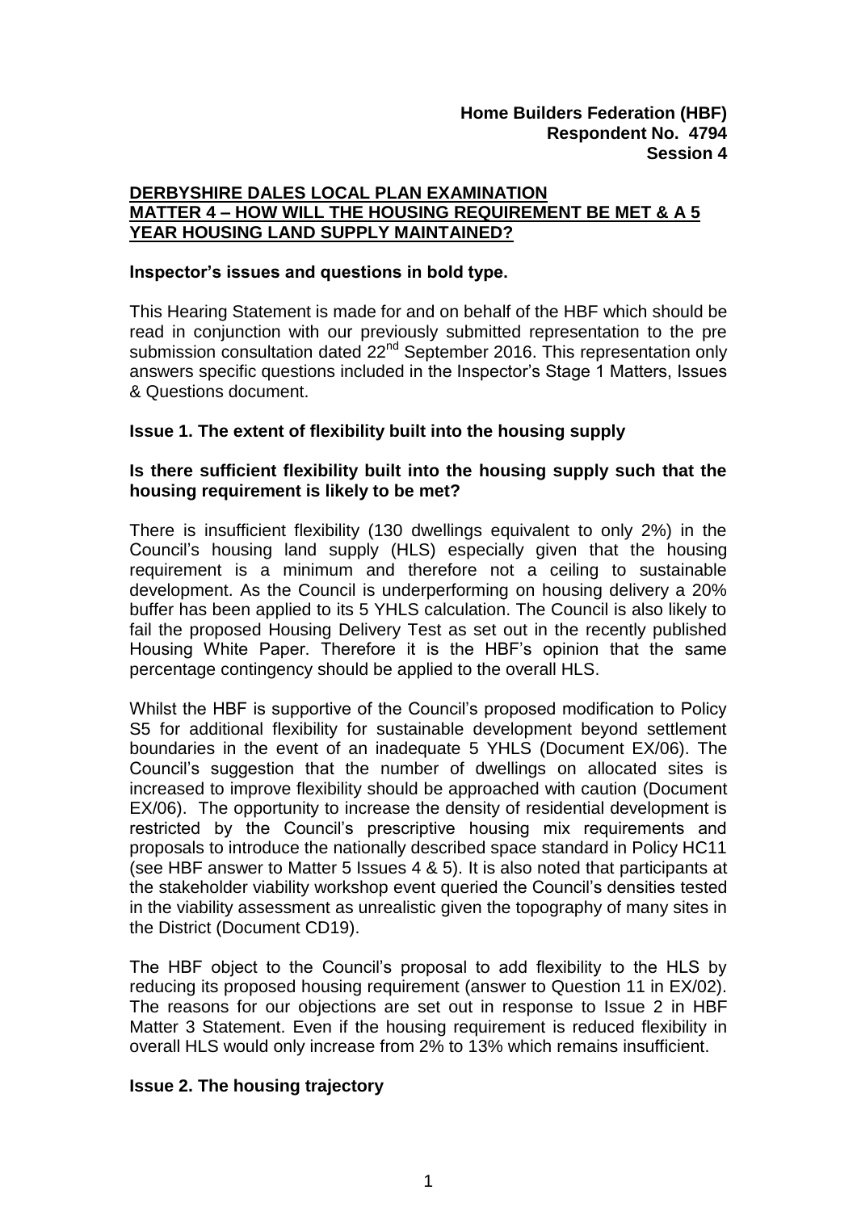**Home Builders Federation (HBF)**
**Respondent No. 4794**
**Session 4**

## DERBYSHIRE DALES LOCAL PLAN EXAMINATION
## MATTER 4 – HOW WILL THE HOUSING REQUIREMENT BE MET & A 5 YEAR HOUSING LAND SUPPLY MAINTAINED?

**Inspector's issues and questions in bold type.**

This Hearing Statement is made for and on behalf of the HBF which should be read in conjunction with our previously submitted representation to the pre submission consultation dated 22nd September 2016. This representation only answers specific questions included in the Inspector's Stage 1 Matters, Issues & Questions document.

### Issue 1. The extent of flexibility built into the housing supply

**Is there sufficient flexibility built into the housing supply such that the housing requirement is likely to be met?**

There is insufficient flexibility (130 dwellings equivalent to only 2%) in the Council's housing land supply (HLS) especially given that the housing requirement is a minimum and therefore not a ceiling to sustainable development. As the Council is underperforming on housing delivery a 20% buffer has been applied to its 5 YHLS calculation. The Council is also likely to fail the proposed Housing Delivery Test as set out in the recently published Housing White Paper. Therefore it is the HBF's opinion that the same percentage contingency should be applied to the overall HLS.

Whilst the HBF is supportive of the Council's proposed modification to Policy S5 for additional flexibility for sustainable development beyond settlement boundaries in the event of an inadequate 5 YHLS (Document EX/06). The Council's suggestion that the number of dwellings on allocated sites is increased to improve flexibility should be approached with caution (Document EX/06). The opportunity to increase the density of residential development is restricted by the Council's prescriptive housing mix requirements and proposals to introduce the nationally described space standard in Policy HC11 (see HBF answer to Matter 5 Issues 4 & 5). It is also noted that participants at the stakeholder viability workshop event queried the Council's densities tested in the viability assessment as unrealistic given the topography of many sites in the District (Document CD19).

The HBF object to the Council's proposal to add flexibility to the HLS by reducing its proposed housing requirement (answer to Question 11 in EX/02). The reasons for our objections are set out in response to Issue 2 in HBF Matter 3 Statement. Even if the housing requirement is reduced flexibility in overall HLS would only increase from 2% to 13% which remains insufficient.

### Issue 2. The housing trajectory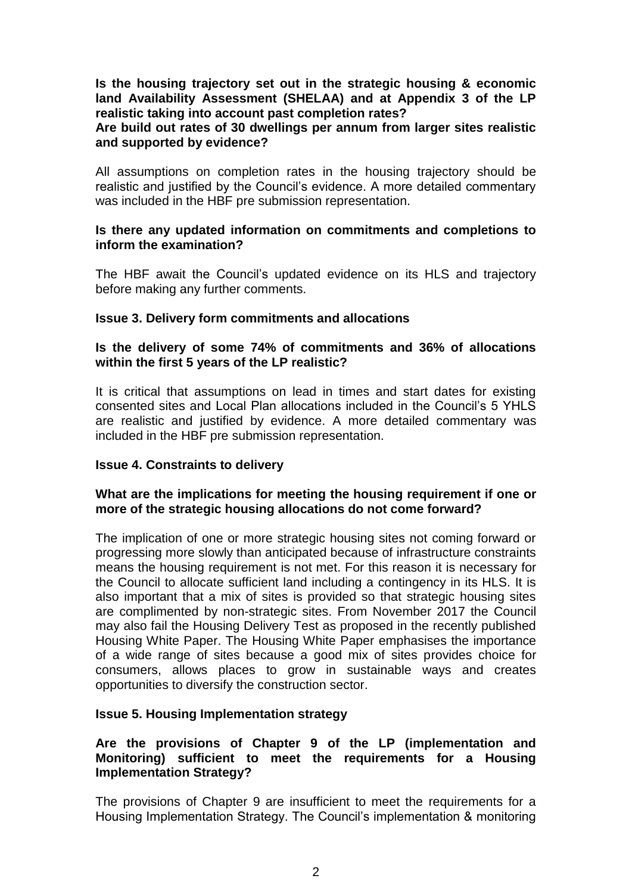**Is the housing trajectory set out in the strategic housing & economic land Availability Assessment (SHELAA) and at Appendix 3 of the LP realistic taking into account past completion rates?**

**Are build out rates of 30 dwellings per annum from larger sites realistic and supported by evidence?**

All assumptions on completion rates in the housing trajectory should be realistic and justified by the Council's evidence. A more detailed commentary was included in the HBF pre submission representation.

**Is there any updated information on commitments and completions to inform the examination?**

The HBF await the Council's updated evidence on its HLS and trajectory before making any further comments.

**Issue 3. Delivery form commitments and allocations**

**Is the delivery of some 74% of commitments and 36% of allocations within the first 5 years of the LP realistic?**

It is critical that assumptions on lead in times and start dates for existing consented sites and Local Plan allocations included in the Council's 5 YHLS are realistic and justified by evidence. A more detailed commentary was included in the HBF pre submission representation.

**Issue 4. Constraints to delivery**

**What are the implications for meeting the housing requirement if one or more of the strategic housing allocations do not come forward?**

The implication of one or more strategic housing sites not coming forward or progressing more slowly than anticipated because of infrastructure constraints means the housing requirement is not met. For this reason it is necessary for the Council to allocate sufficient land including a contingency in its HLS. It is also important that a mix of sites is provided so that strategic housing sites are complimented by non-strategic sites. From November 2017 the Council may also fail the Housing Delivery Test as proposed in the recently published Housing White Paper. The Housing White Paper emphasises the importance of a wide range of sites because a good mix of sites provides choice for consumers, allows places to grow in sustainable ways and creates opportunities to diversify the construction sector.

**Issue 5. Housing Implementation strategy**

**Are the provisions of Chapter 9 of the LP (implementation and Monitoring) sufficient to meet the requirements for a Housing Implementation Strategy?**

The provisions of Chapter 9 are insufficient to meet the requirements for a Housing Implementation Strategy. The Council's implementation & monitoring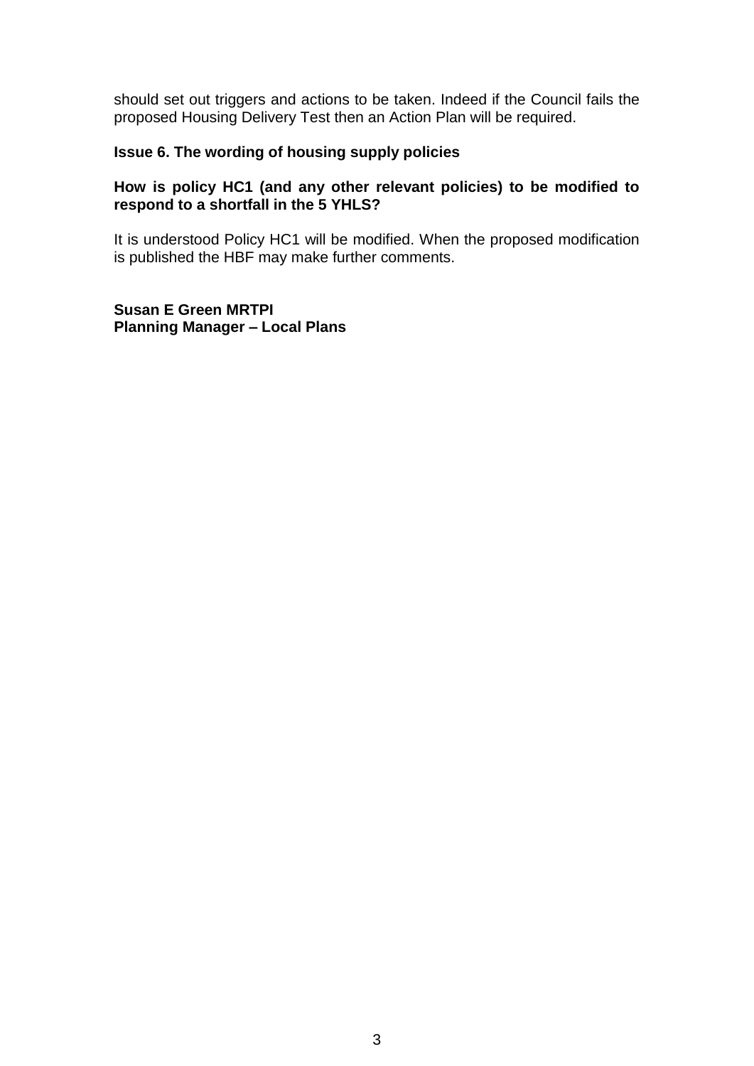should set out triggers and actions to be taken. Indeed if the Council fails the proposed Housing Delivery Test then an Action Plan will be required.

**Issue 6. The wording of housing supply policies**

**How is policy HC1 (and any other relevant policies) to be modified to respond to a shortfall in the 5 YHLS?**

It is understood Policy HC1 will be modified. When the proposed modification is published the HBF may make further comments.

**Susan E Green MRTPI**
**Planning Manager – Local Plans**